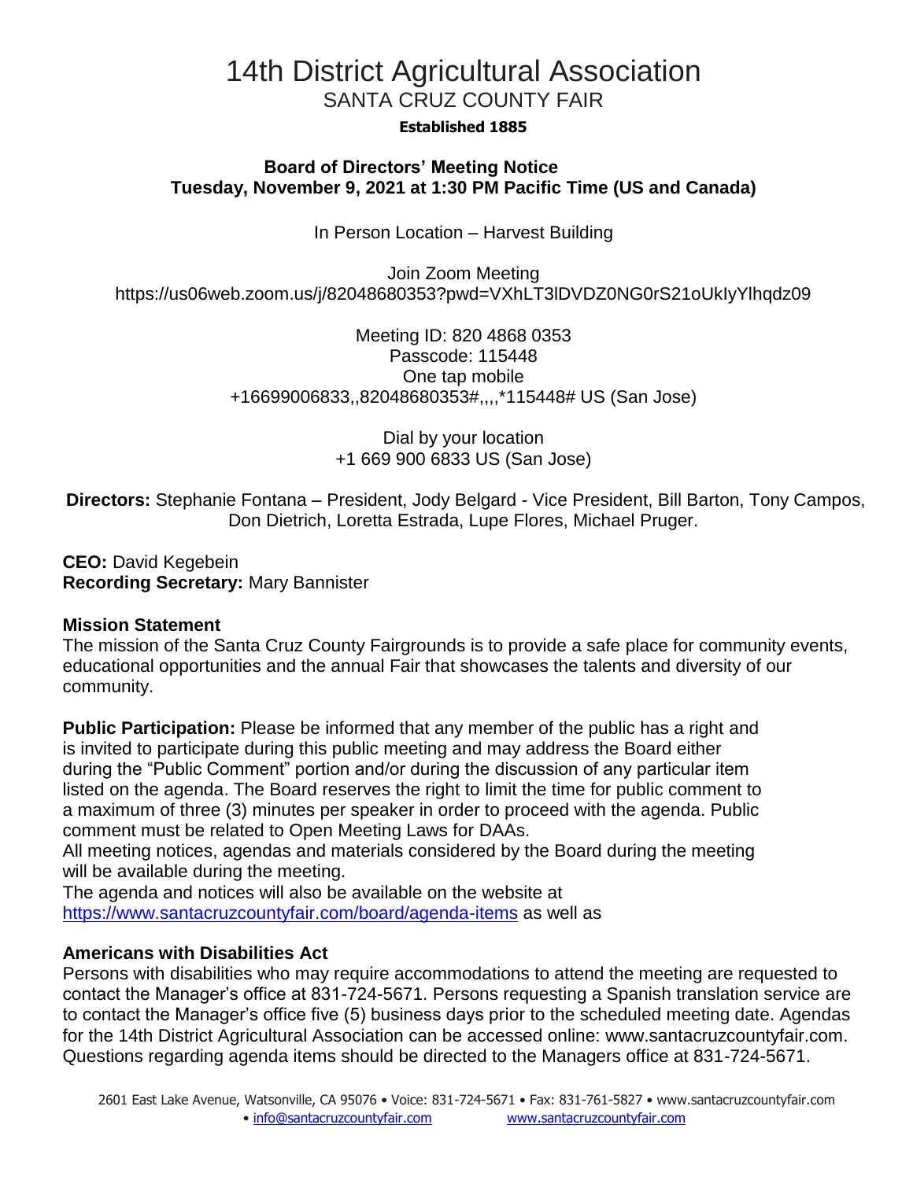# 14th District Agricultural Association

## SANTA CRUZ COUNTY FAIR

**Established 1885**

**Board of Directors' Meeting Notice**
**Tuesday, November 9, 2021 at 1:30 PM Pacific Time (US and Canada)**

In Person Location – Harvest Building

Join Zoom Meeting
https://us06web.zoom.us/j/82048680353?pwd=VXhLT3lDVDZ0NG0rS21oUkIyYlhqdz09

Meeting ID: 820 4868 0353
Passcode: 115448
One tap mobile
+16699006833,,82048680353#,,,,*115448# US (San Jose)

Dial by your location
+1 669 900 6833 US (San Jose)

**Directors:** Stephanie Fontana – President, Jody Belgard - Vice President, Bill Barton, Tony Campos, Don Dietrich, Loretta Estrada, Lupe Flores, Michael Pruger.

**CEO:** David Kegebein
**Recording Secretary:** Mary Bannister

**Mission Statement**
The mission of the Santa Cruz County Fairgrounds is to provide a safe place for community events, educational opportunities and the annual Fair that showcases the talents and diversity of our community.

**Public Participation:** Please be informed that any member of the public has a right and is invited to participate during this public meeting and may address the Board either during the "Public Comment" portion and/or during the discussion of any particular item listed on the agenda. The Board reserves the right to limit the time for public comment to a maximum of three (3) minutes per speaker in order to proceed with the agenda. Public comment must be related to Open Meeting Laws for DAAs.
All meeting notices, agendas and materials considered by the Board during the meeting will be available during the meeting.
The agenda and notices will also be available on the website at https://www.santacruzcountyfair.com/board/agenda-items as well as

**Americans with Disabilities Act**
Persons with disabilities who may require accommodations to attend the meeting are requested to contact the Manager's office at 831-724-5671. Persons requesting a Spanish translation service are to contact the Manager's office five (5) business days prior to the scheduled meeting date. Agendas for the 14th District Agricultural Association can be accessed online: www.santacruzcountyfair.com. Questions regarding agenda items should be directed to the Managers office at 831-724-5671.

2601 East Lake Avenue, Watsonville, CA 95076 • Voice: 831-724-5671 • Fax: 831-761-5827 • www.santacruzcountyfair.com • info@santacruzcountyfair.com www.santacruzcountyfair.com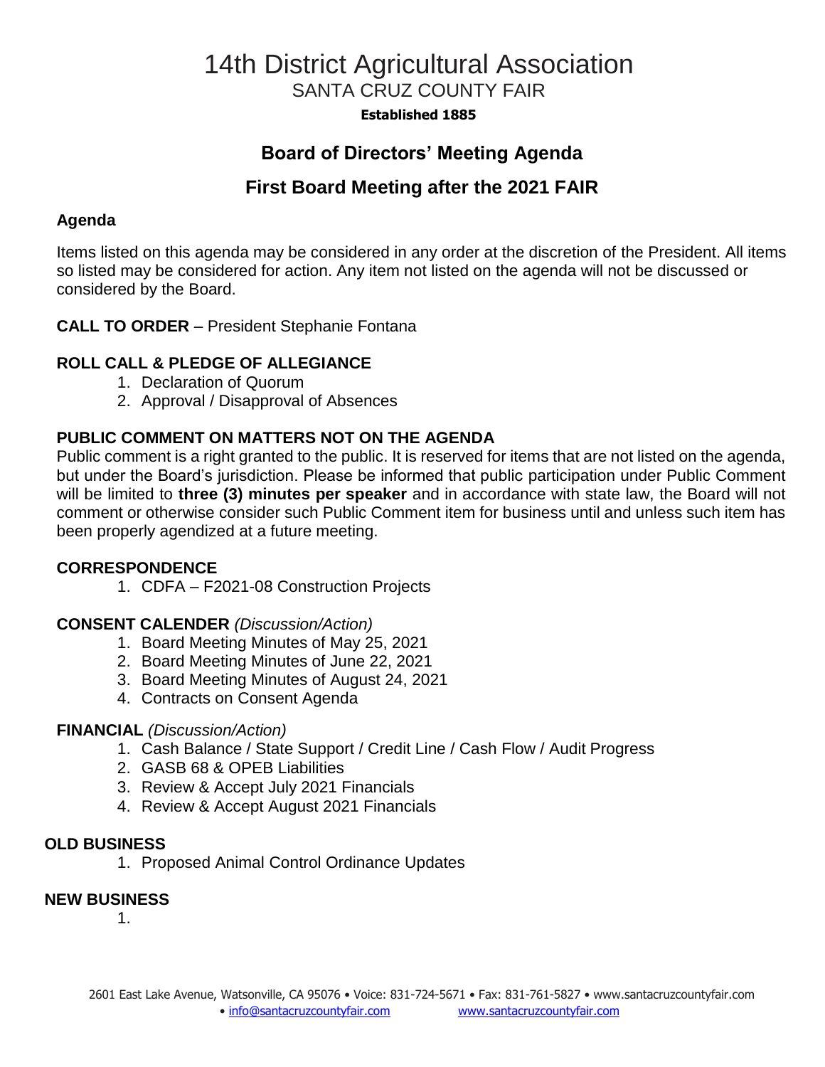# 14th District Agricultural Association

## SANTA CRUZ COUNTY FAIR

**Established 1885**

## Board of Directors' Meeting Agenda

## First Board Meeting after the 2021 FAIR

### Agenda

Items listed on this agenda may be considered in any order at the discretion of the President. All items so listed may be considered for action. Any item not listed on the agenda will not be discussed or considered by the Board.

**CALL TO ORDER** – President Stephanie Fontana

**ROLL CALL & PLEDGE OF ALLEGIANCE**

1. Declaration of Quorum
2. Approval / Disapproval of Absences

**PUBLIC COMMENT ON MATTERS NOT ON THE AGENDA**

Public comment is a right granted to the public. It is reserved for items that are not listed on the agenda, but under the Board's jurisdiction. Please be informed that public participation under Public Comment will be limited to **three (3) minutes per speaker** and in accordance with state law, the Board will not comment or otherwise consider such Public Comment item for business until and unless such item has been properly agendized at a future meeting.

**CORRESPONDENCE**

1. CDFA – F2021-08 Construction Projects

**CONSENT CALENDER** *(Discussion/Action)*

1. Board Meeting Minutes of May 25, 2021
2. Board Meeting Minutes of June 22, 2021
3. Board Meeting Minutes of August 24, 2021
4. Contracts on Consent Agenda

**FINANCIAL** *(Discussion/Action)*

1. Cash Balance / State Support / Credit Line / Cash Flow / Audit Progress
2. GASB 68 & OPEB Liabilities
3. Review & Accept July 2021 Financials
4. Review & Accept August 2021 Financials

**OLD BUSINESS**

1. Proposed Animal Control Ordinance Updates

**NEW BUSINESS**

1.

2601 East Lake Avenue, Watsonville, CA 95076 • Voice: 831-724-5671 • Fax: 831-761-5827 • www.santacruzcountyfair.com • info@santacruzcountyfair.com www.santacruzcountyfair.com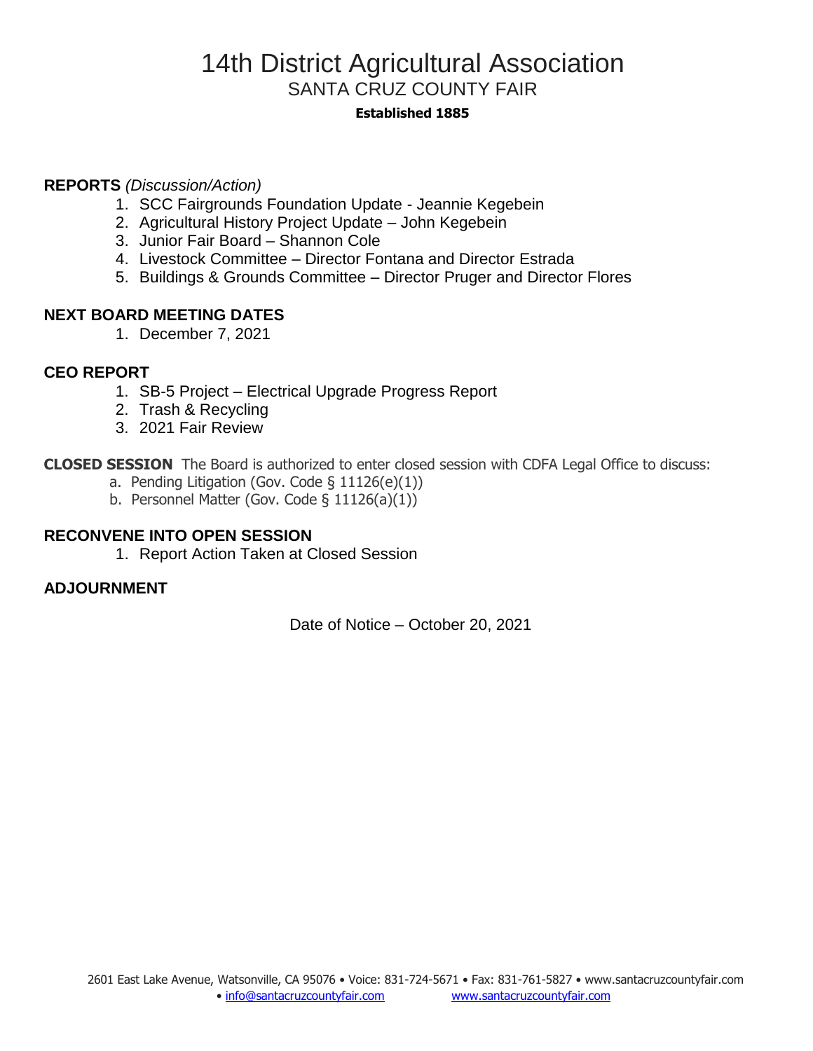# 14th District Agricultural Association

SANTA CRUZ COUNTY FAIR

**Established 1885**

**REPORTS** *(Discussion/Action)*

1. SCC Fairgrounds Foundation Update - Jeannie Kegebein
2. Agricultural History Project Update – John Kegebein
3. Junior Fair Board – Shannon Cole
4. Livestock Committee – Director Fontana and Director Estrada
5. Buildings & Grounds Committee – Director Pruger and Director Flores

**NEXT BOARD MEETING DATES**

1. December 7, 2021

**CEO REPORT**

1. SB-5 Project – Electrical Upgrade Progress Report
2. Trash & Recycling
3. 2021 Fair Review

**CLOSED SESSION** The Board is authorized to enter closed session with CDFA Legal Office to discuss:

a. Pending Litigation (Gov. Code § 11126(e)(1))
b. Personnel Matter (Gov. Code § 11126(a)(1))

**RECONVENE INTO OPEN SESSION**

1. Report Action Taken at Closed Session

**ADJOURNMENT**

Date of Notice – October 20, 2021

2601 East Lake Avenue, Watsonville, CA 95076 • Voice: 831-724-5671 • Fax: 831-761-5827 • www.santacruzcountyfair.com • info@santacruzcountyfair.com www.santacruzcountyfair.com